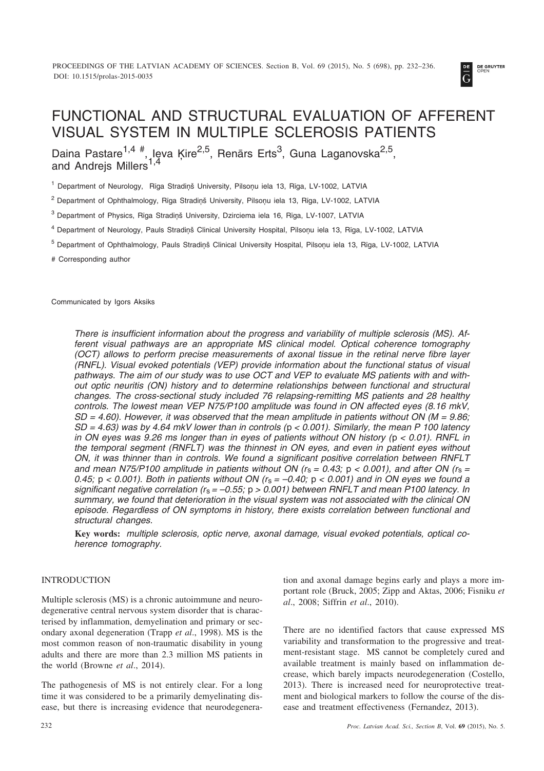# FUNCTIONAL AND STRUCTURAL EVALUATION OF AFFERENT VISUAL SYSTEM IN MULTIPLE SCLEROSIS PATIENTS

Daina Pastare[1,4 #], Ieva Ķire[2,5], Renārs Erts[3], Guna Laganovska[2,5], and Andrejs Millers[1,4]

[1] Department of Neurology, Rīga Stradiņš University, Pilsoņu iela 13, Rīga, LV-1002, LATVIA

[2] Department of Ophthalmology, Rīga Stradiņš University, Pilsoņu iela 13, Rīga, LV-1002, LATVIA

[3] Department of Physics, Rīga Stradiņš University, Dzirciema iela 16, Rīga, LV-1007, LATVIA

[4] Department of Neurology, Pauls Stradiņš Clinical University Hospital, Pilsoņu iela 13, Rīga, LV-1002, LATVIA

[5] Department of Ophthalmology, Pauls Stradiņš Clinical University Hospital, Pilsoņu iela 13, Rīga, LV-1002, LATVIA

# Corresponding author

Communicated by Igors Aksiks

*There is insufficient information about the progress and variability of multiple sclerosis (MS). Afferent visual pathways are an appropriate MS clinical model. Optical coherence tomography (OCT) allows to perform precise measurements of axonal tissue in the retinal nerve fibre layer (RNFL). Visual evoked potentials (VEP) provide information about the functional status of visual pathways. The aim of our study was to use OCT and VEP to evaluate MS patients with and without optic neuritis (ON) history and to determine relationships between functional and structural changes. The cross-sectional study included 76 relapsing-remitting MS patients and 28 healthy controls. The lowest mean VEP N75/P100 amplitude was found in ON affected eyes (8.16 mkV, SD = 4.60). However, it was observed that the mean amplitude in patients without ON (M = 9.86; SD = 4.63) was by 4.64 mkV lower than in controls ($p < 0.001$). Similarly, the mean P 100 latency in ON eyes was 9.26 ms longer than in eyes of patients without ON history ($p < 0.01$). RNFL in the temporal segment (RNFLT) was the thinnest in ON eyes, and even in patient eyes without ON, it was thinner than in controls. We found a significant positive correlation between RNFLT and mean N75/P100 amplitude in patients without ON ($r_s = 0.43$; $p < 0.001$), and after ON ($r_s = 0.45$; $p < 0.001$). Both in patients without ON ($r_s = -0.40$; $p < 0.001$) and in ON eyes we found a significant negative correlation ($r_s = -0.55$; $p > 0.001$) between RNFLT and mean P100 latency. In summary, we found that deterioration in the visual system was not associated with the clinical ON episode. Regardless of ON symptoms in history, there exists correlation between functional and structural changes.*

**Key words:** *multiple sclerosis, optic nerve, axonal damage, visual evoked potentials, optical coherence tomography.*

## INTRODUCTION

Multiple sclerosis (MS) is a chronic autoimmune and neurodegenerative central nervous system disorder that is characterised by inflammation, demyelination and primary or secondary axonal degeneration (Trapp *et al*., 1998). MS is the most common reason of non-traumatic disability in young adults and there are more than 2.3 million MS patients in the world (Browne *et al*., 2014).

The pathogenesis of MS is not entirely clear. For a long time it was considered to be a primarily demyelinating disease, but there is increasing evidence that neurodegeneration and axonal damage begins early and plays a more important role (Bruck, 2005; Zipp and Aktas, 2006; Fisniku *et al*., 2008; Siffrin *et al*., 2010).

There are no identified factors that cause expressed MS variability and transformation to the progressive and treatment-resistant stage. MS cannot be completely cured and available treatment is mainly based on inflammation decrease, which barely impacts neurodegeneration (Costello, 2013). There is increased need for neuroprotective treatment and biological markers to follow the course of the disease and treatment effectiveness (Fernandez, 2013).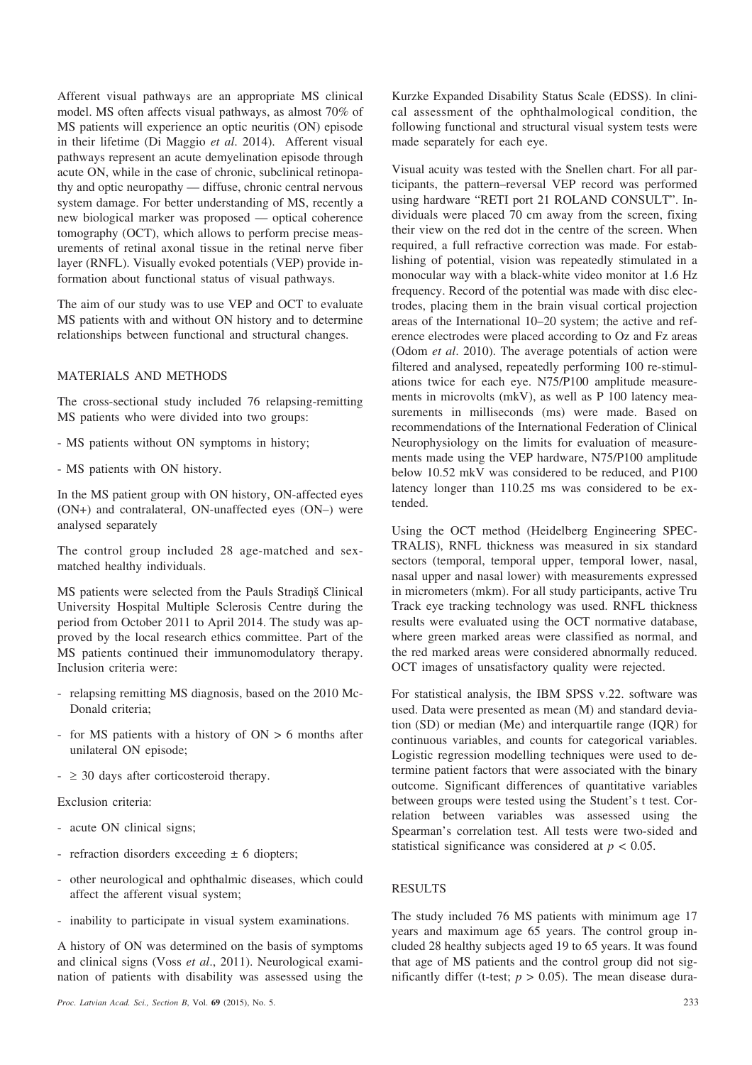Afferent visual pathways are an appropriate MS clinical model. MS often affects visual pathways, as almost 70% of MS patients will experience an optic neuritis (ON) episode in their lifetime (Di Maggio *et al*. 2014). Afferent visual pathways represent an acute demyelination episode through acute ON, while in the case of chronic, subclinical retinopathy and optic neuropathy — diffuse, chronic central nervous system damage. For better understanding of MS, recently a new biological marker was proposed — optical coherence tomography (OCT), which allows to perform precise measurements of retinal axonal tissue in the retinal nerve fiber layer (RNFL). Visually evoked potentials (VEP) provide information about functional status of visual pathways.

The aim of our study was to use VEP and OCT to evaluate MS patients with and without ON history and to determine relationships between functional and structural changes.

## MATERIALS AND METHODS

The cross-sectional study included 76 relapsing-remitting MS patients who were divided into two groups:

- MS patients without ON symptoms in history;
- MS patients with ON history.

In the MS patient group with ON history, ON-affected eyes (ON+) and contralateral, ON-unaffected eyes (ON–) were analysed separately

The control group included 28 age-matched and sex-matched healthy individuals.

MS patients were selected from the Pauls Stradiņš Clinical University Hospital Multiple Sclerosis Centre during the period from October 2011 to April 2014. The study was approved by the local research ethics committee. Part of the MS patients continued their immunomodulatory therapy. Inclusion criteria were:

- relapsing remitting MS diagnosis, based on the 2010 McDonald criteria;
- for MS patients with a history of ON > 6 months after unilateral ON episode;
- ≥ 30 days after corticosteroid therapy.

Exclusion criteria:

- acute ON clinical signs;
- refraction disorders exceeding ± 6 diopters;
- other neurological and ophthalmic diseases, which could affect the afferent visual system;
- inability to participate in visual system examinations.

A history of ON was determined on the basis of symptoms and clinical signs (Voss *et al*., 2011). Neurological examination of patients with disability was assessed using the Kurzke Expanded Disability Status Scale (EDSS). In clinical assessment of the ophthalmological condition, the following functional and structural visual system tests were made separately for each eye.

Visual acuity was tested with the Snellen chart. For all participants, the pattern–reversal VEP record was performed using hardware "RETI port 21 ROLAND CONSULT". Individuals were placed 70 cm away from the screen, fixing their view on the red dot in the centre of the screen. When required, a full refractive correction was made. For establishing of potential, vision was repeatedly stimulated in a monocular way with a black-white video monitor at 1.6 Hz frequency. Record of the potential was made with disc electrodes, placing them in the brain visual cortical projection areas of the International 10–20 system; the active and reference electrodes were placed according to Oz and Fz areas (Odom *et al*. 2010). The average potentials of action were filtered and analysed, repeatedly performing 100 re-stimulations twice for each eye. N75/P100 amplitude measurements in microvolts (mkV), as well as P 100 latency measurements in milliseconds (ms) were made. Based on recommendations of the International Federation of Clinical Neurophysiology on the limits for evaluation of measurements made using the VEP hardware, N75/P100 amplitude below 10.52 mkV was considered to be reduced, and P100 latency longer than 110.25 ms was considered to be extended.

Using the OCT method (Heidelberg Engineering SPECTRALIS), RNFL thickness was measured in six standard sectors (temporal, temporal upper, temporal lower, nasal, nasal upper and nasal lower) with measurements expressed in micrometers (mkm). For all study participants, active Tru Track eye tracking technology was used. RNFL thickness results were evaluated using the OCT normative database, where green marked areas were classified as normal, and the red marked areas were considered abnormally reduced. OCT images of unsatisfactory quality were rejected.

For statistical analysis, the IBM SPSS v.22. software was used. Data were presented as mean (M) and standard deviation (SD) or median (Me) and interquartile range (IQR) for continuous variables, and counts for categorical variables. Logistic regression modelling techniques were used to determine patient factors that were associated with the binary outcome. Significant differences of quantitative variables between groups were tested using the Student's t test. Correlation between variables was assessed using the Spearman's correlation test. All tests were two-sided and statistical significance was considered at $p < 0.05$.

## RESULTS

The study included 76 MS patients with minimum age 17 years and maximum age 65 years. The control group included 28 healthy subjects aged 19 to 65 years. It was found that age of MS patients and the control group did not significantly differ (t-test; $p > 0.05$). The mean disease dura-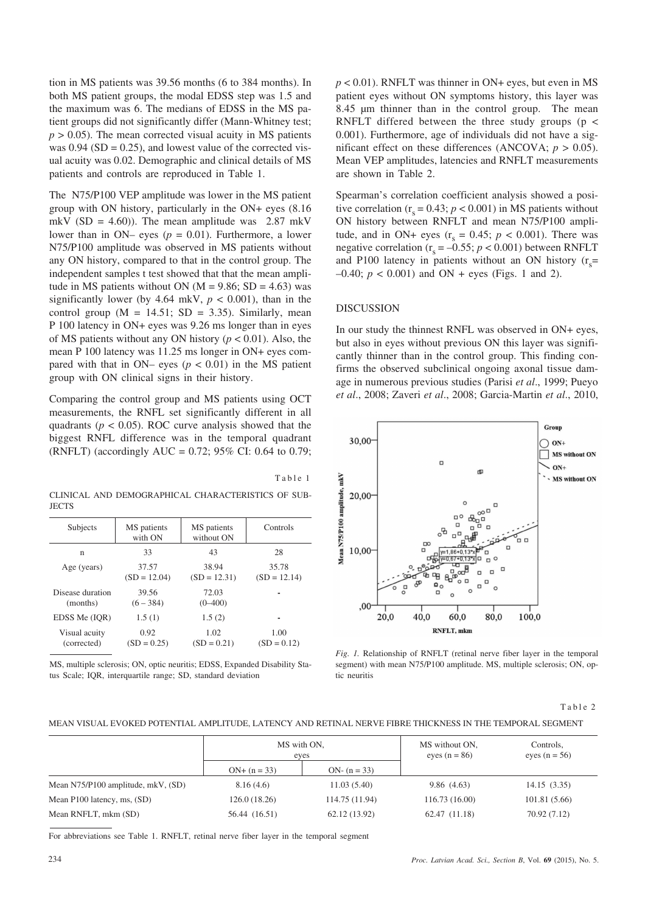tion in MS patients was 39.56 months (6 to 384 months). In both MS patient groups, the modal EDSS step was 1.5 and the maximum was 6. The medians of EDSS in the MS patient groups did not significantly differ (Mann-Whitney test; $p > 0.05$). The mean corrected visual acuity in MS patients was 0.94 (SD = 0.25), and lowest value of the corrected visual acuity was 0.02. Demographic and clinical details of MS patients and controls are reproduced in Table 1.

The N75/P100 VEP amplitude was lower in the MS patient group with ON history, particularly in the ON+ eyes (8.16 mkV (SD = 4.60)). The mean amplitude was 2.87 mkV lower than in ON– eyes ($p = 0.01$). Furthermore, a lower N75/P100 amplitude was observed in MS patients without any ON history, compared to that in the control group. The independent samples t test showed that that the mean amplitude in MS patients without ON (M = 9.86; SD = 4.63) was significantly lower (by 4.64 mkV, $p < 0.001$), than in the control group (M = 14.51; SD = 3.35). Similarly, mean P 100 latency in ON+ eyes was 9.26 ms longer than in eyes of MS patients without any ON history ($p < 0.01$). Also, the mean P 100 latency was 11.25 ms longer in ON+ eyes compared with that in ON– eyes ($p < 0.01$) in the MS patient group with ON clinical signs in their history.

Comparing the control group and MS patients using OCT measurements, the RNFL set significantly different in all quadrants ($p < 0.05$). ROC curve analysis showed that the biggest RNFL difference was in the temporal quadrant (RNFLT) (accordingly AUC = 0.72; 95% CI: 0.64 to 0.79; $p < 0.01$). RNFLT was thinner in ON+ eyes, but even in MS patient eyes without ON symptoms history, this layer was 8.45 μm thinner than in the control group. The mean RNFLT differed between the three study groups ($p < 0.001$). Furthermore, age of individuals did not have a significant effect on these differences (ANCOVA; $p > 0.05$). Mean VEP amplitudes, latencies and RNFLT measurements are shown in Table 2.

Spearman's correlation coefficient analysis showed a positive correlation ($r_s = 0.43$; $p < 0.001$) in MS patients without ON history between RNFLT and mean N75/P100 amplitude, and in ON+ eyes ($r_s = 0.45$; $p < 0.001$). There was negative correlation ($r_s = -0.55$; $p < 0.001$) between RNFLT and P100 latency in patients without an ON history ($r_s = -0.40$; $p < 0.001$) and ON + eyes (Figs. 1 and 2).

Table 1

CLINICAL AND DEMOGRAPHICAL CHARACTERISTICS OF SUBJECTS

| Subjects | MS patients with ON | MS patients without ON | Controls |
|---|---|---|---|
| n | 33 | 43 | 28 |
| Age (years) | 37.57 (SD = 12.04) | 38.94 (SD = 12.31) | 35.78 (SD = 12.14) |
| Disease duration (months) | 39.56 (6 – 384) | 72.03 (0–400) | - |
| EDSS Me (IQR) | 1.5 (1) | 1.5 (2) | - |
| Visual acuity (corrected) | 0.92 (SD = 0.25) | 1.02 (SD = 0.21) | 1.00 (SD = 0.12) |

MS, multiple sclerosis; ON, optic neuritis; EDSS, Expanded Disability Status Scale; IQR, interquartile range; SD, standard deviation

## DISCUSSION

In our study the thinnest RNFL was observed in ON+ eyes, but also in eyes without previous ON this layer was significantly thinner than in the control group. This finding confirms the observed subclinical ongoing axonal tissue damage in numerous previous studies (Parisi *et al*., 1999; Pueyo *et al*., 2008; Zaveri *et al*., 2008; Garcia-Martin *et al*., 2010,

*Fig. 1.* Relationship of RNFLT (retinal nerve fiber layer in the temporal segment) with mean N75/P100 amplitude. MS, multiple sclerosis; ON, optic neuritis

Table 2

MEAN VISUAL EVOKED POTENTIAL AMPLITUDE, LATENCY AND RETINAL NERVE FIBRE THICKNESS IN THE TEMPORAL SEGMENT

| | MS with ON, eyes | | MS without ON, eyes (n = 86) | Controls, eyes (n = 56) |
|---|---|---|---|---|
| | ON+ (n = 33) | ON- (n = 33) | | |
| Mean N75/P100 amplitude, mkV, (SD) | 8.16 (4.6) | 11.03 (5.40) | 9.86 (4.63) | 14.15 (3.35) |
| Mean P100 latency, ms, (SD) | 126.0 (18.26) | 114.75 (11.94) | 116.73 (16.00) | 101.81 (5.66) |
| Mean RNFLT, mkm (SD) | 56.44 (16.51) | 62.12 (13.92) | 62.47 (11.18) | 70.92 (7.12) |

For abbreviations see Table 1. RNFLT, retinal nerve fiber layer in the temporal segment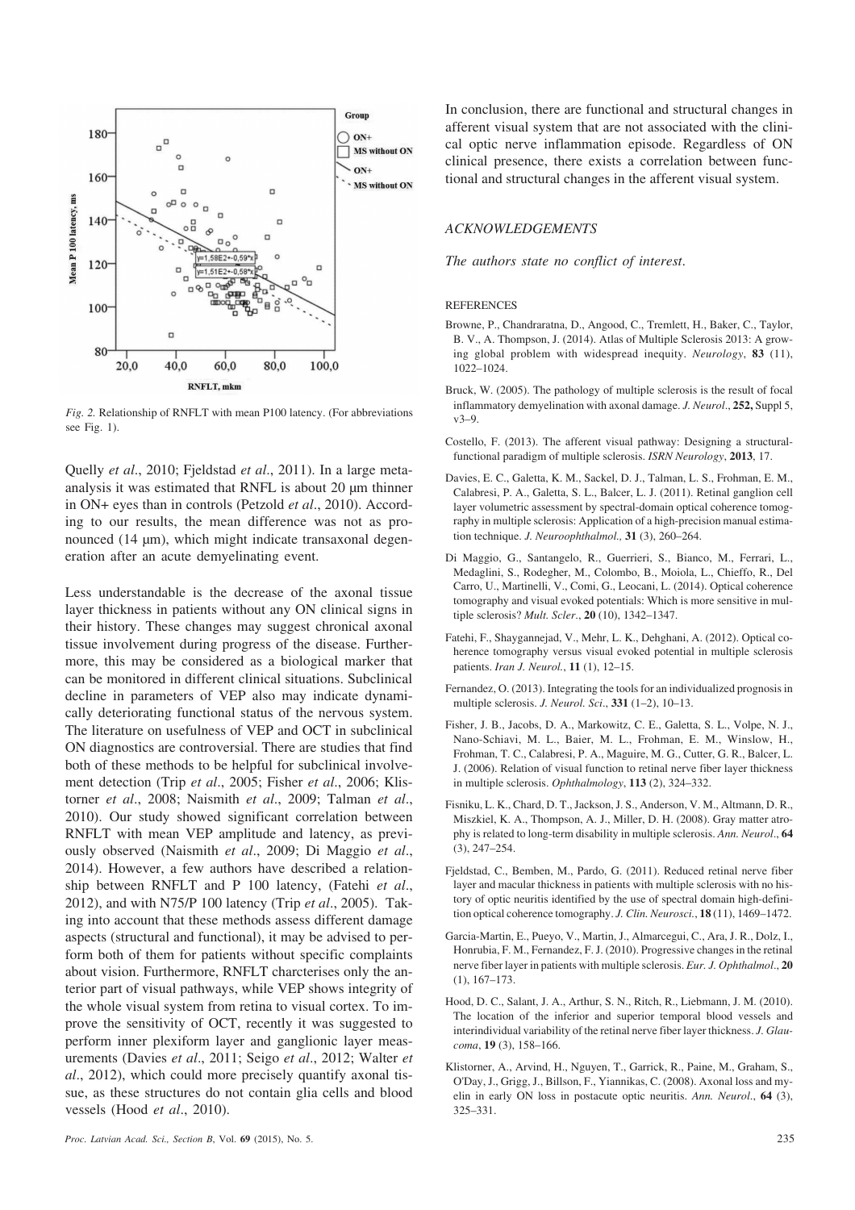*Fig. 2.* Relationship of RNFLT with mean P100 latency. (For abbreviations see Fig. 1).

Quelly *et al*., 2010; Fjeldstad *et al*., 2011). In a large meta-analysis it was estimated that RNFL is about 20 μm thinner in ON+ eyes than in controls (Petzold *et al*., 2010). According to our results, the mean difference was not as pronounced (14 μm), which might indicate transaxonal degeneration after an acute demyelinating event.

Less understandable is the decrease of the axonal tissue layer thickness in patients without any ON clinical signs in their history. These changes may suggest chronical axonal tissue involvement during progress of the disease. Furthermore, this may be considered as a biological marker that can be monitored in different clinical situations. Subclinical decline in parameters of VEP also may indicate dynamically deteriorating functional status of the nervous system. The literature on usefulness of VEP and OCT in subclinical ON diagnostics are controversial. There are studies that find both of these methods to be helpful for subclinical involvement detection (Trip *et al*., 2005; Fisher *et al*., 2006; Klistorner *et al*., 2008; Naismith *et al*., 2009; Talman *et al*., 2010). Our study showed significant correlation between RNFLT with mean VEP amplitude and latency, as previously observed (Naismith *et al*., 2009; Di Maggio *et al*., 2014). However, a few authors have described a relationship between RNFLT and P 100 latency, (Fatehi *et al*., 2012), and with N75/P 100 latency (Trip *et al*., 2005). Taking into account that these methods assess different damage aspects (structural and functional), it may be advised to perform both of them for patients without specific complaints about vision. Furthermore, RNFLT charcterises only the anterior part of visual pathways, while VEP shows integrity of the whole visual system from retina to visual cortex. To improve the sensitivity of OCT, recently it was suggested to perform inner plexiform layer and ganglionic layer measurements (Davies *et al*., 2011; Seigo *et al*., 2012; Walter *et al*., 2012), which could more precisely quantify axonal tissue, as these structures do not contain glia cells and blood vessels (Hood *et al*., 2010).

In conclusion, there are functional and structural changes in afferent visual system that are not associated with the clinical optic nerve inflammation episode. Regardless of ON clinical presence, there exists a correlation between functional and structural changes in the afferent visual system.

### *ACKNOWLEDGEMENTS*

*The authors state no conflict of interest.*

### REFERENCES

Browne, P., Chandraratna, D., Angood, C., Tremlett, H., Baker, C., Taylor, B. V., A. Thompson, J. (2014). Atlas of Multiple Sclerosis 2013: A growing global problem with widespread inequity. *Neurology*, **83** (11), 1022–1024.

Bruck, W. (2005). The pathology of multiple sclerosis is the result of focal inflammatory demyelination with axonal damage. *J. Neurol*., **252,** Suppl 5, v3–9.

Costello, F. (2013). The afferent visual pathway: Designing a structural-functional paradigm of multiple sclerosis. *ISRN Neurology*, **2013**, 17.

Davies, E. C., Galetta, K. M., Sackel, D. J., Talman, L. S., Frohman, E. M., Calabresi, P. A., Galetta, S. L., Balcer, L. J. (2011). Retinal ganglion cell layer volumetric assessment by spectral-domain optical coherence tomography in multiple sclerosis: Application of a high-precision manual estimation technique. *J. Neuroophthalmol.,* **31** (3), 260–264.

Di Maggio, G., Santangelo, R., Guerrieri, S., Bianco, M., Ferrari, L., Medaglini, S., Rodegher, M., Colombo, B., Moiola, L., Chieffo, R., Del Carro, U., Martinelli, V., Comi, G., Leocani, L. (2014). Optical coherence tomography and visual evoked potentials: Which is more sensitive in multiple sclerosis? *Mult. Scler*., **20** (10), 1342–1347.

Fatehi, F., Shaygannejad, V., Mehr, L. K., Dehghani, A. (2012). Optical coherence tomography versus visual evoked potential in multiple sclerosis patients. *Iran J. Neurol.*, **11** (1), 12–15.

Fernandez, O. (2013). Integrating the tools for an individualized prognosis in multiple sclerosis. *J. Neurol. Sci*., **331** (1–2), 10–13.

Fisher, J. B., Jacobs, D. A., Markowitz, C. E., Galetta, S. L., Volpe, N. J., Nano-Schiavi, M. L., Baier, M. L., Frohman, E. M., Winslow, H., Frohman, T. C., Calabresi, P. A., Maguire, M. G., Cutter, G. R., Balcer, L. J. (2006). Relation of visual function to retinal nerve fiber layer thickness in multiple sclerosis. *Ophthalmology*, **113** (2), 324–332.

Fisniku, L. K., Chard, D. T., Jackson, J. S., Anderson, V. M., Altmann, D. R., Miszkiel, K. A., Thompson, A. J., Miller, D. H. (2008). Gray matter atrophy is related to long-term disability in multiple sclerosis. *Ann. Neurol*., **64** (3), 247–254.

Fjeldstad, C., Bemben, M., Pardo, G. (2011). Reduced retinal nerve fiber layer and macular thickness in patients with multiple sclerosis with no history of optic neuritis identified by the use of spectral domain high-definition optical coherence tomography. *J. Clin. Neurosci.*, **18** (11), 1469–1472.

Garcia-Martin, E., Pueyo, V., Martin, J., Almarcegui, C., Ara, J. R., Dolz, I., Honrubia, F. M., Fernandez, F. J. (2010). Progressive changes in the retinal nerve fiber layer in patients with multiple sclerosis. *Eur. J. Ophthalmol*., **20** (1), 167–173.

Hood, D. C., Salant, J. A., Arthur, S. N., Ritch, R., Liebmann, J. M. (2010). The location of the inferior and superior temporal blood vessels and interindividual variability of the retinal nerve fiber layer thickness. *J. Glaucoma*, **19** (3), 158–166.

Klistorner, A., Arvind, H., Nguyen, T., Garrick, R., Paine, M., Graham, S., O'Day, J., Grigg, J., Billson, F., Yiannikas, C. (2008). Axonal loss and myelin in early ON loss in postacute optic neuritis. *Ann. Neurol*., **64** (3), 325–331.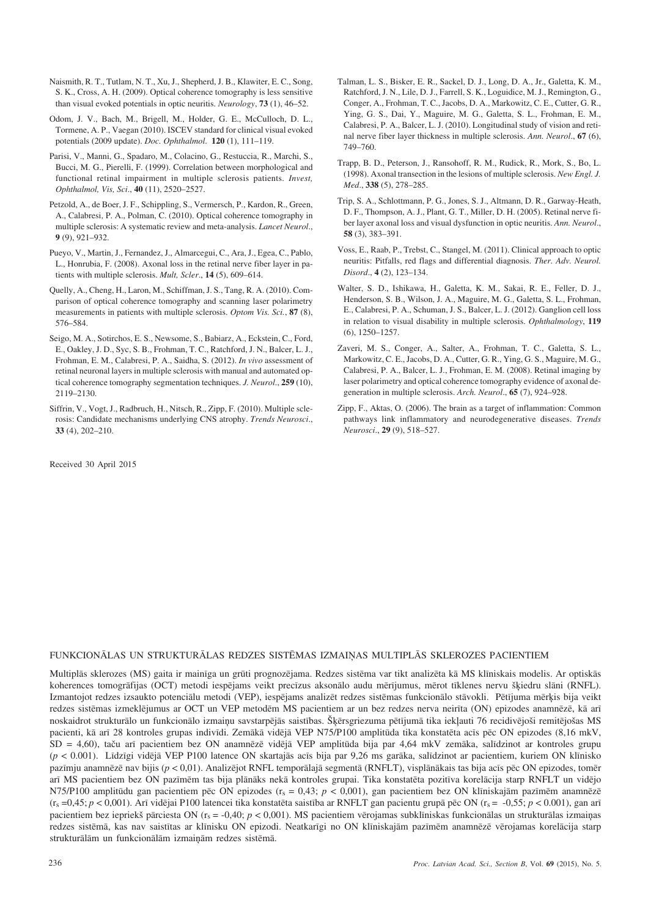Naismith, R. T., Tutlam, N. T., Xu, J., Shepherd, J. B., Klawiter, E. C., Song, S. K., Cross, A. H. (2009). Optical coherence tomography is less sensitive than visual evoked potentials in optic neuritis. *Neurology*, **73** (1), 46–52.

Odom, J. V., Bach, M., Brigell, M., Holder, G. E., McCulloch, D. L., Tormene, A. P., Vaegan (2010). ISCEV standard for clinical visual evoked potentials (2009 update). *Doc. Ophthalmol.* **120** (1), 111–119.

Parisi, V., Manni, G., Spadaro, M., Colacino, G., Restuccia, R., Marchi, S., Bucci, M. G., Pierelli, F. (1999). Correlation between morphological and functional retinal impairment in multiple sclerosis patients. *Invest, Ophthalmol, Vis, Sci*., **40** (11), 2520–2527.

Petzold, A., de Boer, J. F., Schippling, S., Vermersch, P., Kardon, R., Green, A., Calabresi, P. A., Polman, C. (2010). Optical coherence tomography in multiple sclerosis: A systematic review and meta-analysis. *Lancet Neurol*., **9** (9), 921–932.

Pueyo, V., Martin, J., Fernandez, J., Almarcegui, C., Ara, J., Egea, C., Pablo, L., Honrubia, F. (2008). Axonal loss in the retinal nerve fiber layer in patients with multiple sclerosis. *Mult, Scler*., **14** (5), 609–614.

Quelly, A., Cheng, H., Laron, M., Schiffman, J. S., Tang, R. A. (2010). Comparison of optical coherence tomography and scanning laser polarimetry measurements in patients with multiple sclerosis. *Optom Vis. Sci.*, **87** (8), 576–584.

Seigo, M. A., Sotirchos, E. S., Newsome, S., Babiarz, A., Eckstein, C., Ford, E., Oakley, J. D., Syc, S. B., Frohman, T. C., Ratchford, J. N., Balcer, L. J., Frohman, E. M., Calabresi, P. A., Saidha, S. (2012). *In vivo* assessment of retinal neuronal layers in multiple sclerosis with manual and automated optical coherence tomography segmentation techniques. *J. Neurol*., **259** (10), 2119–2130.

Siffrin, V., Vogt, J., Radbruch, H., Nitsch, R., Zipp, F. (2010). Multiple sclerosis: Candidate mechanisms underlying CNS atrophy. *Trends Neurosci*., **33** (4), 202–210.

Talman, L. S., Bisker, E. R., Sackel, D. J., Long, D. A., Jr., Galetta, K. M., Ratchford, J. N., Lile, D. J., Farrell, S. K., Loguidice, M. J., Remington, G., Conger, A., Frohman, T. C., Jacobs, D. A., Markowitz, C. E., Cutter, G. R., Ying, G. S., Dai, Y., Maguire, M. G., Galetta, S. L., Frohman, E. M., Calabresi, P. A., Balcer, L. J. (2010). Longitudinal study of vision and retinal nerve fiber layer thickness in multiple sclerosis. *Ann. Neurol*., **67** (6), 749–760.

Trapp, B. D., Peterson, J., Ransohoff, R. M., Rudick, R., Mork, S., Bo, L. (1998). Axonal transection in the lesions of multiple sclerosis. *New Engl. J. Med*., **338** (5), 278–285.

Trip, S. A., Schlottmann, P. G., Jones, S. J., Altmann, D. R., Garway-Heath, D. F., Thompson, A. J., Plant, G. T., Miller, D. H. (2005). Retinal nerve fiber layer axonal loss and visual dysfunction in optic neuritis. *Ann. Neurol*., **58** (3), 383–391.

Voss, E., Raab, P., Trebst, C., Stangel, M. (2011). Clinical approach to optic neuritis: Pitfalls, red flags and differential diagnosis. *Ther. Adv. Neurol. Disord*., **4** (2), 123–134.

Walter, S. D., Ishikawa, H., Galetta, K. M., Sakai, R. E., Feller, D. J., Henderson, S. B., Wilson, J. A., Maguire, M. G., Galetta, S. L., Frohman, E., Calabresi, P. A., Schuman, J. S., Balcer, L. J. (2012). Ganglion cell loss in relation to visual disability in multiple sclerosis. *Ophthalmology*, **119** (6), 1250–1257.

Zaveri, M. S., Conger, A., Salter, A., Frohman, T. C., Galetta, S. L., Markowitz, C. E., Jacobs, D. A., Cutter, G. R., Ying, G. S., Maguire, M. G., Calabresi, P. A., Balcer, L. J., Frohman, E. M. (2008). Retinal imaging by laser polarimetry and optical coherence tomography evidence of axonal degeneration in multiple sclerosis. *Arch. Neurol*., **65** (7), 924–928.

Zipp, F., Aktas, O. (2006). The brain as a target of inflammation: Common pathways link inflammatory and neurodegenerative diseases. *Trends Neurosci*., **29** (9), 518–527.

Received 30 April 2015

## FUNKCIONĀLAS UN STRUKTURĀLAS REDZES SISTĒMAS IZMAIŅAS MULTIPLĀS SKLEROZES PACIENTIEM

Multiplās sklerozes (MS) gaita ir mainīga un grūti prognozējama. Redzes sistēma var tikt analizēta kā MS klīniskais modelis. Ar optiskās koherences tomogrāfijas (OCT) metodi iespējams veikt precīzus aksonālo audu mērījumus, mērot tīklenes nervu šķiedru slāni (RNFL). Izmantojot redzes izsaukto potenciālu metodi (VEP), iespējams analizēt redzes sistēmas funkcionālo stāvokli. Pētījuma mērķis bija veikt redzes sistēmas izmeklējumus ar OCT un VEP metodēm MS pacientiem ar un bez redzes nerva neirīta (ON) epizodes anamnēzē, kā arī noskaidrot strukturālo un funkcionālo izmaiņu savstarpējās saistības. Šķērsgriezuma pētījumā tika iekļauti 76 recidivējoši remitējošas MS pacienti, kā arī 28 kontroles grupas indivīdi. Zemākā vidējā VEP N75/P100 amplitūda tika konstatēta acīs pēc ON epizodes (8,16 mkV, SD = 4,60), taču arī pacientiem bez ON anamnēzē vidējā VEP amplitūda bija par 4,64 mkV zemāka, salīdzinot ar kontroles grupu ($p < 0.001$). Līdzīgi vidējā VEP P100 latence ON skartajās acīs bija par 9,26 ms garāka, salīdzinot ar pacientiem, kuriem ON klīnisko pazīmju anamnēzē nav bijis ($p < 0,01$). Analizējot RNFL temporālajā segmentā (RNFLT), visplānākais tas bija acīs pēc ON epizodes, tomēr arī MS pacientiem bez ON pazīmēm tas bija plānāks nekā kontroles grupai. Tika konstatēta pozitīva korelācija starp RNFLT un vidējo N75/P100 amplitūdu gan pacientiem pēc ON epizodes ($r_s = 0,43$; $p < 0,001$), gan pacientiem bez ON klīniskajām pazīmēm anamnēzē ($r_s = 0,45$; $p < 0,001$). Arī vidējai P100 latencei tika konstatēta saistība ar RNFLT gan pacientu grupā pēc ON ($r_s = -0,55$; $p < 0.001$), gan arī pacientiem bez iepriekš pārciesta ON ($r_s = -0,40$; $p < 0,001$). MS pacientiem vērojamas subklīniskas funkcionālas un strukturālas izmaiņas redzes sistēmā, kas nav saistītas ar klīnisku ON epizodi. Neatkarīgi no ON klīniskajām pazīmēm anamnēzē vērojama korelācija starp strukturālām un funkcionālām izmaiņām redzes sistēmā.